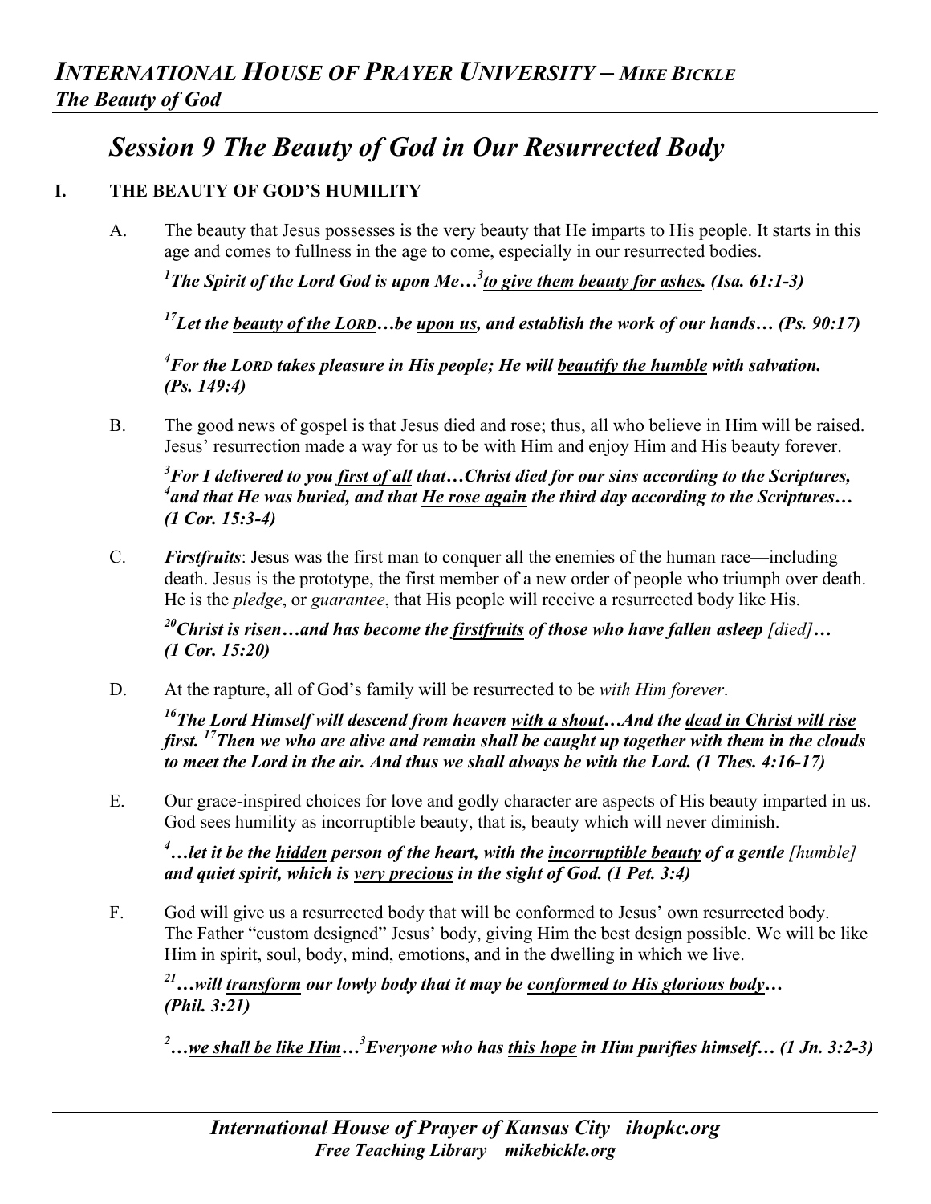# *INTERNATIONAL HOUSE OF PRAYER UNIVERSITY – MIKE BICKLE*
## *The Beauty of God*

# *Session 9 The Beauty of God in Our Resurrected Body*

## I. THE BEAUTY OF GOD'S HUMILITY

A. The beauty that Jesus possesses is the very beauty that He imparts to His people. It starts in this age and comes to fullness in the age to come, especially in our resurrected bodies.

***[1]The Spirit of the Lord God is upon Me…[3]<u>to give them beauty for ashes</u>. (Isa. 61:1-3)***

***[17]Let the <u>beauty of the LORD</u>…be <u>upon us</u>, and establish the work of our hands… (Ps. 90:17)***

***[4]For the LORD takes pleasure in His people; He will <u>beautify the humble</u> with salvation. (Ps. 149:4)***

B. The good news of gospel is that Jesus died and rose; thus, all who believe in Him will be raised. Jesus' resurrection made a way for us to be with Him and enjoy Him and His beauty forever.

***[3]For I delivered to you <u>first of all</u> that…Christ died for our sins according to the Scriptures, [4]and that He was buried, and that <u>He rose again</u> the third day according to the Scriptures… (1 Cor. 15:3-4)***

C. ***Firstfruits***: Jesus was the first man to conquer all the enemies of the human race—including death. Jesus is the prototype, the first member of a new order of people who triumph over death. He is the *pledge*, or *guarantee*, that His people will receive a resurrected body like His.

***[20]Christ is risen…and has become the <u>firstfruits</u> of those who have fallen asleep** [died]**… (1 Cor. 15:20)***

D. At the rapture, all of God's family will be resurrected to be *with Him forever*.

***[16]The Lord Himself will descend from heaven <u>with a shout</u>…And the <u>dead in Christ will rise first</u>. [17]Then we who are alive and remain shall be <u>caught up together</u> with them in the clouds to meet the Lord in the air. And thus we shall always be <u>with the Lord</u>. (1 Thes. 4:16-17)***

E. Our grace-inspired choices for love and godly character are aspects of His beauty imparted in us. God sees humility as incorruptible beauty, that is, beauty which will never diminish.

***[4]…let it be the <u>hidden</u> person of the heart, with the <u>incorruptible beauty</u> of a gentle** [humble] **and quiet spirit, which is <u>very precious</u> in the sight of God. (1 Pet. 3:4)***

F. God will give us a resurrected body that will be conformed to Jesus' own resurrected body. The Father "custom designed" Jesus' body, giving Him the best design possible. We will be like Him in spirit, soul, body, mind, emotions, and in the dwelling in which we live.

***[21]…will <u>transform</u> our lowly body that it may be <u>conformed to His glorious body</u>… (Phil. 3:21)***

***[2]…<u>we shall be like Him</u>…[3]Everyone who has <u>this hope</u> in Him purifies himself… (1 Jn. 3:2-3)***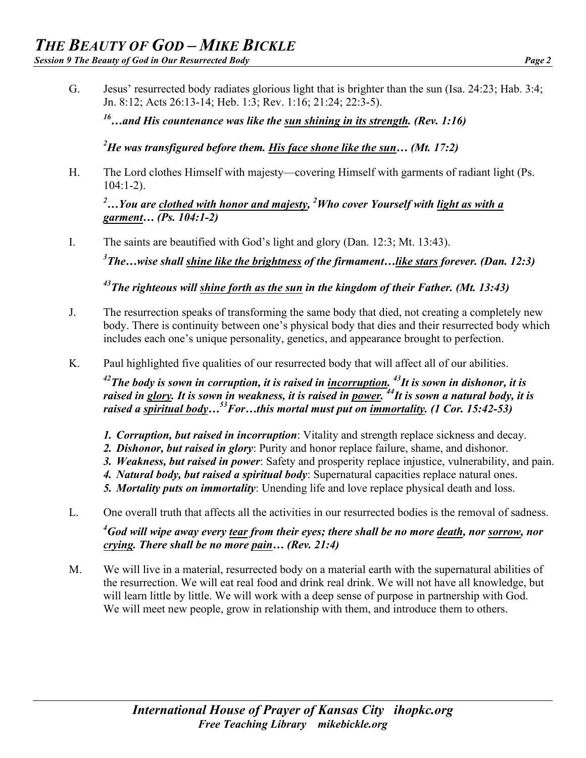G. Jesus' resurrected body radiates glorious light that is brighter than the sun (Isa. 24:23; Hab. 3:4; Jn. 8:12; Acts 26:13-14; Heb. 1:3; Rev. 1:16; 21:24; 22:3-5).

> [16]***…and His countenance was like the sun shining in its strength. (Rev. 1:16)***
>
> [2]***He was transfigured before them. His face shone like the sun… (Mt. 17:2)***

H. The Lord clothes Himself with majesty—covering Himself with garments of radiant light (Ps. 104:1-2).

> [2]***…You are clothed with honor and majesty, [2]Who cover Yourself with light as with a garment… (Ps. 104:1-2)***

I. The saints are beautified with God's light and glory (Dan. 12:3; Mt. 13:43).

> [3]***The…wise shall shine like the brightness of the firmament…like stars forever. (Dan. 12:3)***
>
> [43]***The righteous will shine forth as the sun in the kingdom of their Father. (Mt. 13:43)***

J. The resurrection speaks of transforming the same body that died, not creating a completely new body. There is continuity between one's physical body that dies and their resurrected body which includes each one's unique personality, genetics, and appearance brought to perfection.

K. Paul highlighted five qualities of our resurrected body that will affect all of our abilities.

> [42]***The body is sown in corruption, it is raised in incorruption. [43]It is sown in dishonor, it is raised in glory. It is sown in weakness, it is raised in power. [44]It is sown a natural body, it is raised a spiritual body…[53]For…this mortal must put on immortality. (1 Cor. 15:42-53)***

1. ***Corruption, but raised in incorruption***: Vitality and strength replace sickness and decay.
2. ***Dishonor, but raised in glory***: Purity and honor replace failure, shame, and dishonor.
3. ***Weakness, but raised in power***: Safety and prosperity replace injustice, vulnerability, and pain.
4. ***Natural body, but raised a spiritual body***: Supernatural capacities replace natural ones.
5. ***Mortality puts on immortality***: Unending life and love replace physical death and loss.

L. One overall truth that affects all the activities in our resurrected bodies is the removal of sadness.

> [4]***God will wipe away every tear from their eyes; there shall be no more death, nor sorrow, nor crying. There shall be no more pain… (Rev. 21:4)***

M. We will live in a material, resurrected body on a material earth with the supernatural abilities of the resurrection. We will eat real food and drink real drink. We will not have all knowledge, but will learn little by little. We will work with a deep sense of purpose in partnership with God. We will meet new people, grow in relationship with them, and introduce them to others.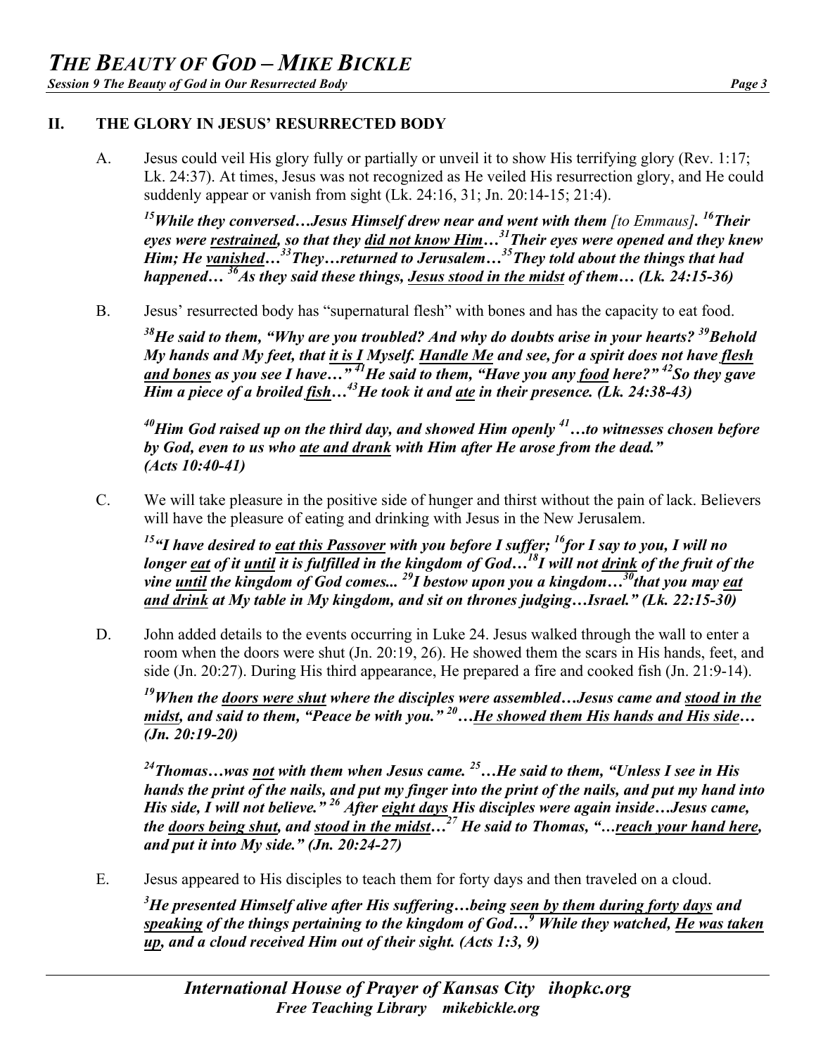## II. THE GLORY IN JESUS' RESURRECTED BODY

A. Jesus could veil His glory fully or partially or unveil it to show His terrifying glory (Rev. 1:17; Lk. 24:37). At times, Jesus was not recognized as He veiled His resurrection glory, and He could suddenly appear or vanish from sight (Lk. 24:16, 31; Jn. 20:14-15; 21:4).

***[15]While they conversed…Jesus Himself drew near and went with them*** *[to Emmaus]*. ***[16]Their eyes were <u>restrained</u>, so that they <u>did not know Him</u>…[31]Their eyes were opened and they knew Him; He <u>vanished</u>…[33]They…returned to Jerusalem…[35]They told about the things that had happened… [36]As they said these things, <u>Jesus stood in the midst</u> of them… (Lk. 24:15-36)***

B. Jesus' resurrected body has "supernatural flesh" with bones and has the capacity to eat food.

***[38]He said to them, "Why are you troubled? And why do doubts arise in your hearts? [39]Behold My hands and My feet, that <u>it is I</u> Myself. <u>Handle Me</u> and see, for a spirit does not have <u>flesh and bones</u> as you see I have…" [41]He said to them, "Have you any <u>food</u> here?" [42]So they gave Him a piece of a broiled <u>fish</u>…[43]He took it and <u>ate</u> in their presence. (Lk. 24:38-43)***

***[40]Him God raised up on the third day, and showed Him openly [41]…to witnesses chosen before by God, even to us who <u>ate and drank</u> with Him after He arose from the dead." (Acts 10:40-41)***

C. We will take pleasure in the positive side of hunger and thirst without the pain of lack. Believers will have the pleasure of eating and drinking with Jesus in the New Jerusalem.

***[15]"I have desired to <u>eat this Passover</u> with you before I suffer; [16]for I say to you, I will no longer <u>eat</u> of it <u>until</u> it is fulfilled in the kingdom of God…[18]I will not <u>drink</u> of the fruit of the vine <u>until</u> the kingdom of God comes... [29]I bestow upon you a kingdom…[30]that you may <u>eat and drink</u> at My table in My kingdom, and sit on thrones judging…Israel." (Lk. 22:15-30)***

D. John added details to the events occurring in Luke 24. Jesus walked through the wall to enter a room when the doors were shut (Jn. 20:19, 26). He showed them the scars in His hands, feet, and side (Jn. 20:27). During His third appearance, He prepared a fire and cooked fish (Jn. 21:9-14).

***[19]When the <u>doors were shut</u> where the disciples were assembled….Jesus came and <u>stood in the midst</u>, and said to them, "Peace be with you." [20]…<u>He showed them His hands and His side</u>… (Jn. 20:19-20)***

***[24]Thomas…was <u>not</u> with them when Jesus came. [25]…He said to them, "Unless I see in His hands the print of the nails, and put my finger into the print of the nails, and put my hand into His side, I will not believe." [26] After <u>eight days</u> His disciples were again inside…Jesus came, the <u>doors being shut</u>, and <u>stood in the midst</u>…[27] He said to Thomas, "…<u>reach your hand here</u>, and put it into My side." (Jn. 20:24-27)***

E. Jesus appeared to His disciples to teach them for forty days and then traveled on a cloud.

***[3]He presented Himself alive after His suffering…being <u>seen by them during forty days</u> and <u>speaking</u> of the things pertaining to the kingdom of God…[9] While they watched, <u>He was taken up</u>, and a cloud received Him out of their sight. (Acts 1:3, 9)***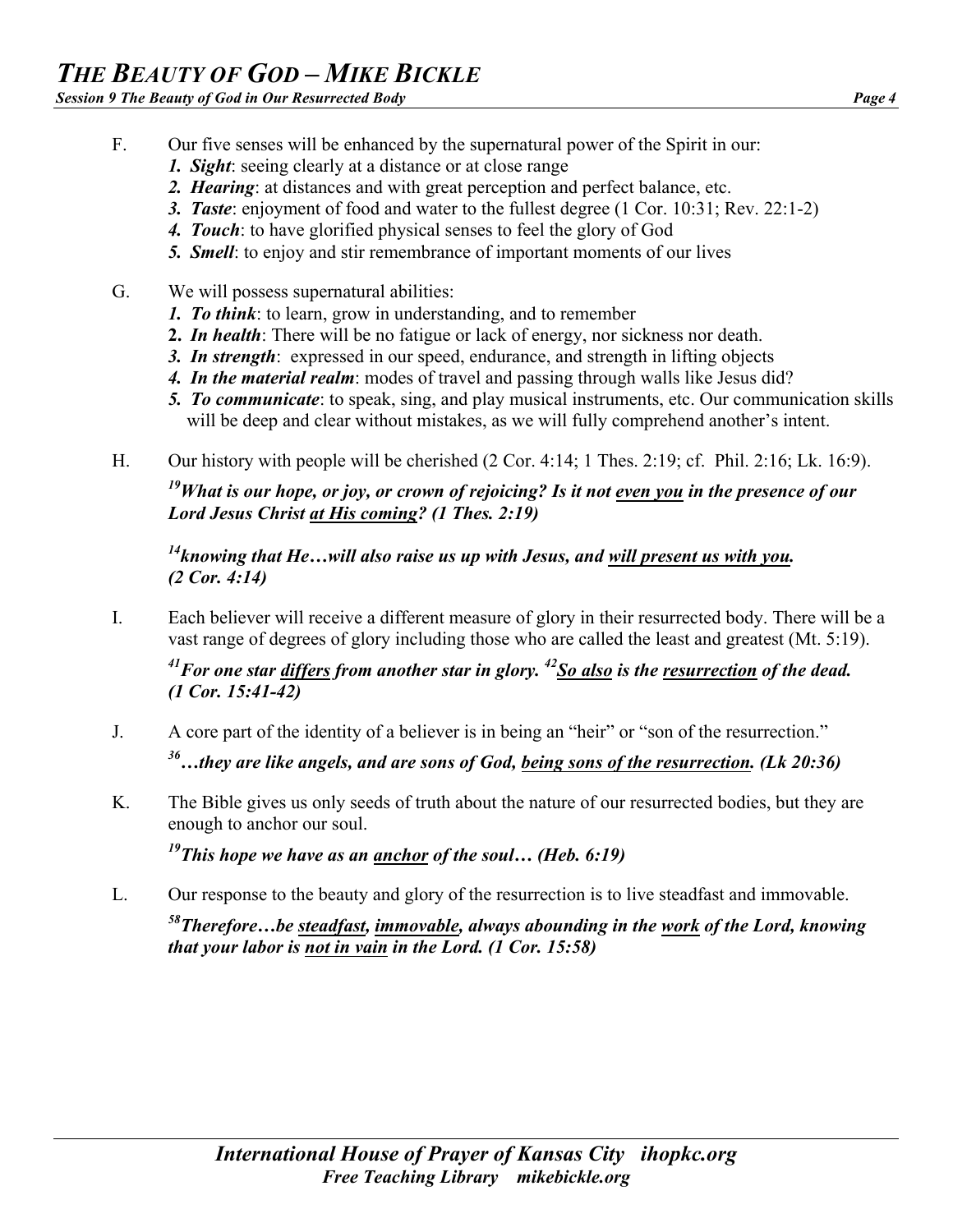F. Our five senses will be enhanced by the supernatural power of the Spirit in our:

*1.* ***Sight***: seeing clearly at a distance or at close range
*2.* ***Hearing***: at distances and with great perception and perfect balance, etc.
*3.* ***Taste***: enjoyment of food and water to the fullest degree (1 Cor. 10:31; Rev. 22:1-2)
*4.* ***Touch***: to have glorified physical senses to feel the glory of God
*5.* ***Smell***: to enjoy and stir remembrance of important moments of our lives

G. We will possess supernatural abilities:

*1.* ***To think***: to learn, grow in understanding, and to remember
**2.** ***In health***: There will be no fatigue or lack of energy, nor sickness nor death.
*3.* ***In strength***: expressed in our speed, endurance, and strength in lifting objects
*4.* ***In the material realm***: modes of travel and passing through walls like Jesus did?
*5.* ***To communicate***: to speak, sing, and play musical instruments, etc. Our communication skills will be deep and clear without mistakes, as we will fully comprehend another's intent.

H. Our history with people will be cherished (2 Cor. 4:14; 1 Thes. 2:19; cf. Phil. 2:16; Lk. 16:9).

***[19]What is our hope, or joy, or crown of rejoicing? Is it not <u>even you</u> in the presence of our Lord Jesus Christ <u>at His coming</u>? (1 Thes. 2:19)***

***[14]knowing that He…will also raise us up with Jesus, and <u>will present us with you.</u> (2 Cor. 4:14)***

I. Each believer will receive a different measure of glory in their resurrected body. There will be a vast range of degrees of glory including those who are called the least and greatest (Mt. 5:19).

***[41]For one star <u>differs</u> from another star in glory. [42]<u>So also</u> is the <u>resurrection</u> of the dead. (1 Cor. 15:41-42)***

J. A core part of the identity of a believer is in being an "heir" or "son of the resurrection."

***[36]…they are like angels, and are sons of God, <u>being sons of the resurrection.</u> (Lk 20:36)***

K. The Bible gives us only seeds of truth about the nature of our resurrected bodies, but they are enough to anchor our soul.

***[19]This hope we have as an <u>anchor</u> of the soul… (Heb. 6:19)***

L. Our response to the beauty and glory of the resurrection is to live steadfast and immovable.

***[58]Therefore…be <u>steadfast</u>, <u>immovable</u>, always abounding in the <u>work</u> of the Lord, knowing that your labor is <u>not in vain</u> in the Lord. (1 Cor. 15:58)***